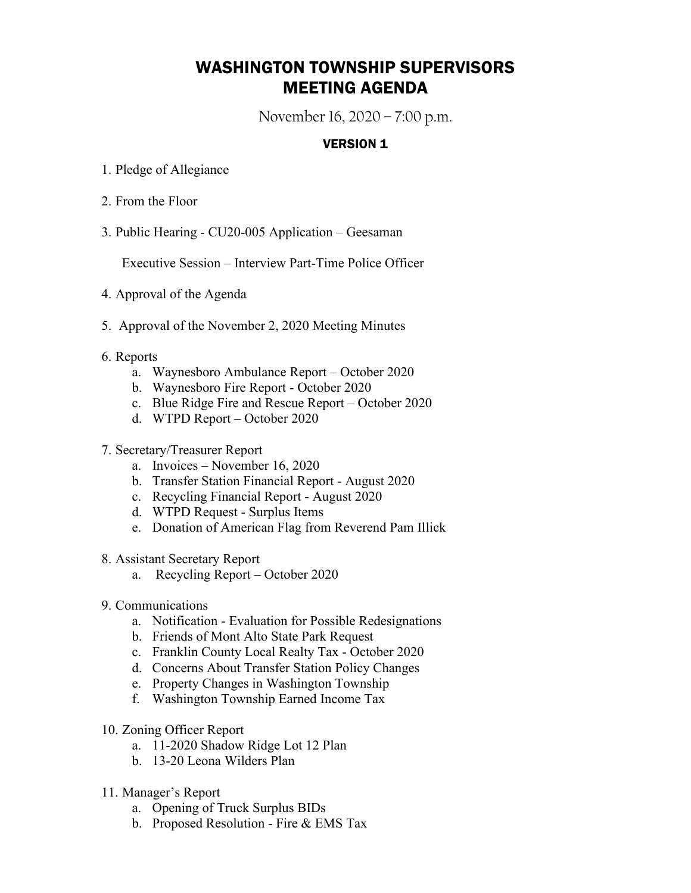# WASHINGTON TOWNSHIP SUPERVISORS MEETING AGENDA

November 16, 2020 – 7:00 p.m.

**VERSION 1**

1. Pledge of Allegiance

2. From the Floor

3. Public Hearing - CU20-005 Application – Geesaman

   Executive Session – Interview Part-Time Police Officer

4. Approval of the Agenda

5. Approval of the November 2, 2020 Meeting Minutes

6. Reports
   a. Waynesboro Ambulance Report – October 2020
   b. Waynesboro Fire Report - October 2020
   c. Blue Ridge Fire and Rescue Report – October 2020
   d. WTPD Report – October 2020

7. Secretary/Treasurer Report
   a. Invoices – November 16, 2020
   b. Transfer Station Financial Report - August 2020
   c. Recycling Financial Report - August 2020
   d. WTPD Request - Surplus Items
   e. Donation of American Flag from Reverend Pam Illick

8. Assistant Secretary Report
   a. Recycling Report – October 2020

9. Communications
   a. Notification - Evaluation for Possible Redesignations
   b. Friends of Mont Alto State Park Request
   c. Franklin County Local Realty Tax - October 2020
   d. Concerns About Transfer Station Policy Changes
   e. Property Changes in Washington Township
   f. Washington Township Earned Income Tax

10. Zoning Officer Report
    a. 11-2020 Shadow Ridge Lot 12 Plan
    b. 13-20 Leona Wilders Plan

11. Manager's Report
    a. Opening of Truck Surplus BIDs
    b. Proposed Resolution - Fire & EMS Tax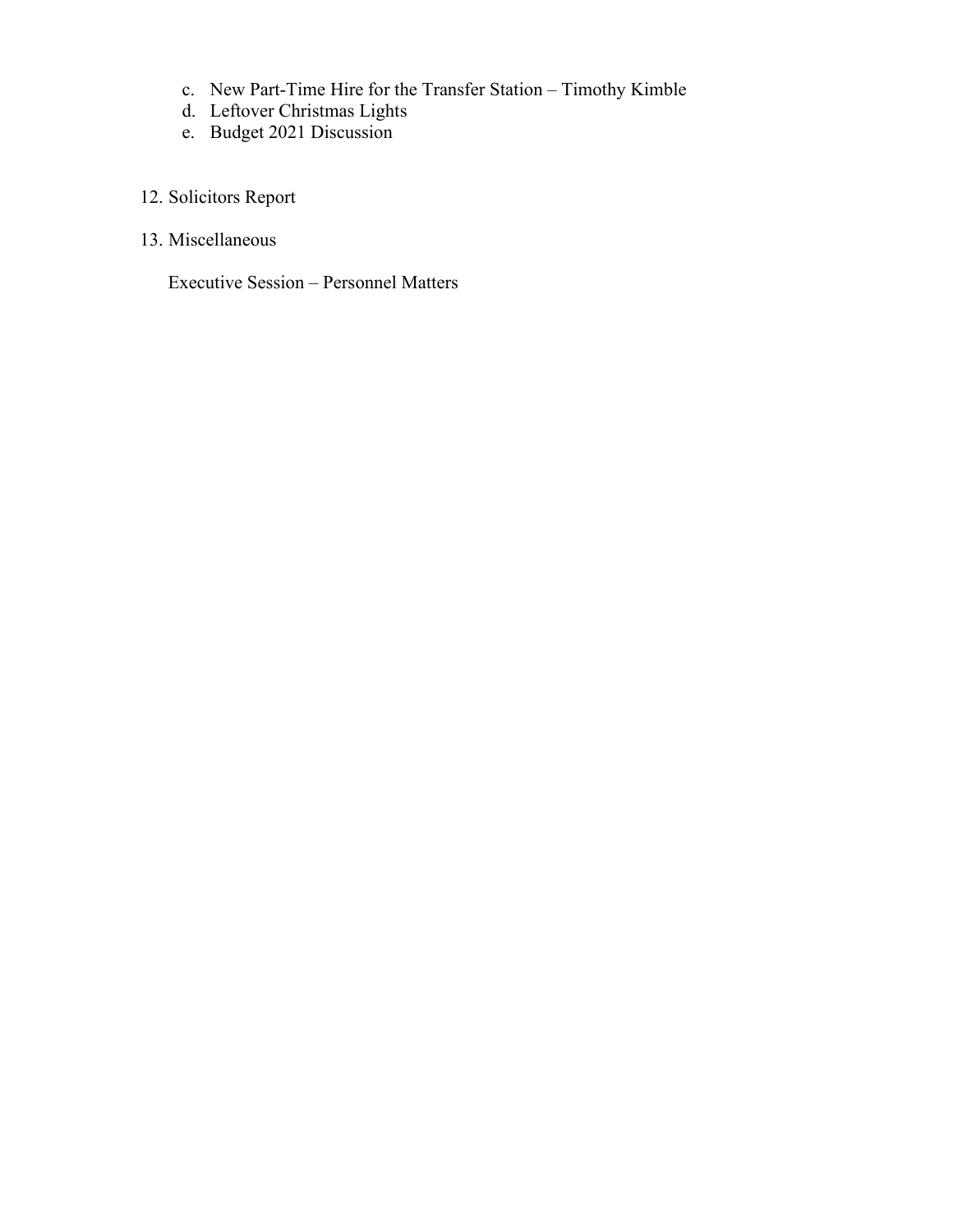c. New Part-Time Hire for the Transfer Station – Timothy Kimble
d. Leftover Christmas Lights
e. Budget 2021 Discussion

12. Solicitors Report

13. Miscellaneous

Executive Session – Personnel Matters